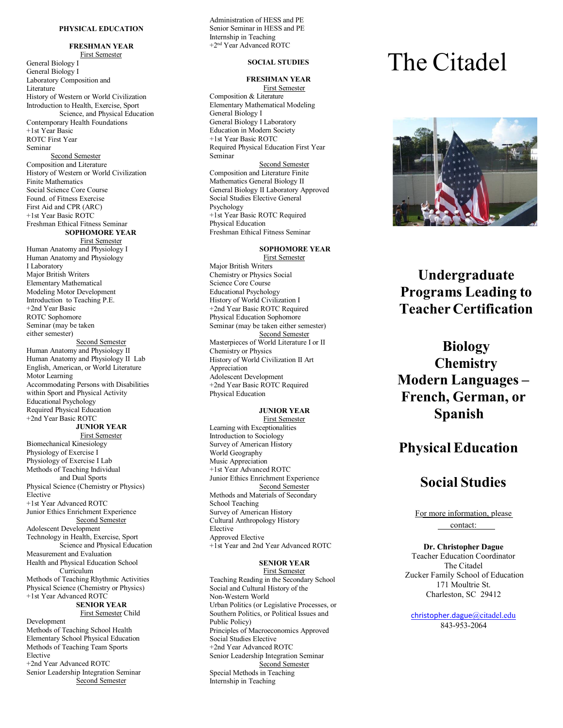## PHYSICAL EDUCATION

### FRESHMAN YEAR

First Semester

General Biology I
General Biology I
Laboratory Composition and Literature
History of Western or World Civilization
Introduction to Health, Exercise, Sport Science, and Physical Education
Contemporary Health Foundations
+1st Year Basic ROTC First Year Seminar

Second Semester

Composition and Literature
History of Western or World Civilization
Finite Mathematics
Social Science Core Course
Found. of Fitness Exercise
First Aid and CPR (ARC)
+1st Year Basic ROTC
Freshman Ethical Fitness Seminar

### SOPHOMORE YEAR

First Semester

Human Anatomy and Physiology I
Human Anatomy and Physiology I Laboratory
Major British Writers
Elementary Mathematical Modeling Motor Development
Introduction to Teaching P.E.
+2nd Year Basic ROTC Sophomore Seminar (may be taken either semester)

Second Semester

Human Anatomy and Physiology II
Human Anatomy and Physiology II Lab
English, American, or World Literature
Motor Learning
Accommodating Persons with Disabilities within Sport and Physical Activity
Educational Psychology
Required Physical Education
+2nd Year Basic ROTC

### JUNIOR YEAR

First Semester

Biomechanical Kinesiology
Physiology of Exercise I
Physiology of Exercise I Lab
Methods of Teaching Individual and Dual Sports
Physical Science (Chemistry or Physics)
Elective
+1st Year Advanced ROTC
Junior Ethics Enrichment Experience

Second Semester

Adolescent Development
Technology in Health, Exercise, Sport Science and Physical Education
Measurement and Evaluation
Health and Physical Education School Curriculum
Methods of Teaching Rhythmic Activities
Physical Science (Chemistry or Physics)
+1st Year Advanced ROTC

### SENIOR YEAR

First Semester

Child Development
Methods of Teaching School Health
Elementary School Physical Education
Methods of Teaching Team Sports
Elective
+2nd Year Advanced ROTC
Senior Leadership Integration Seminar

Second Semester

Administration of HESS and PE
Senior Seminar in HESS and PE
Internship in Teaching
+2nd Year Advanced ROTC

## SOCIAL STUDIES

### FRESHMAN YEAR

First Semester

Composition & Literature
Elementary Mathematical Modeling
General Biology I
General Biology I Laboratory
Education in Modern Society
+1st Year Basic ROTC
Required Physical Education First Year Seminar

Second Semester

Composition and Literature
Finite Mathematics
General Biology II
General Biology II Laboratory
Approved Social Studies Elective
General Psychology
+1st Year Basic ROTC
Required Physical Education
Freshman Ethical Fitness Seminar

### SOPHOMORE YEAR

First Semester

Major British Writers
Chemistry or Physics
Social Science Core Course
Educational Psychology
History of World Civilization I
+2nd Year Basic ROTC
Required Physical Education
Sophomore Seminar (may be taken either semester)

Second Semester

Masterpieces of World Literature I or II
Chemistry or Physics
History of World Civilization II
Art Appreciation
Adolescent Development
+2nd Year Basic ROTC
Required Physical Education

### JUNIOR YEAR

First Semester

Learning with Exceptionalities
Introduction to Sociology
Survey of American History
World Geography
Music Appreciation
+1st Year Advanced ROTC
Junior Ethics Enrichment Experience

Second Semester

Methods and Materials of Secondary School Teaching
Survey of American History
Cultural Anthropology
History Elective
Approved Elective
+1st Year and 2nd Year Advanced ROTC

### SENIOR YEAR

First Semester

Teaching Reading in the Secondary School
Social and Cultural History of the Non-Western World
Urban Politics (or Legislative Processes, or Southern Politics, or Political Issues and Public Policy)
Principles of Macroeconomics
Approved Social Studies Elective
+2nd Year Advanced ROTC
Senior Leadership Integration Seminar

Second Semester

Special Methods in Teaching
Internship in Teaching

# The Citadel

## Undergraduate Programs Leading to Teacher Certification

**Biology**
**Chemistry**
**Modern Languages – French, German, or Spanish**

**Physical Education**

**Social Studies**

For more information, please contact:

**Dr. Christopher Dague**
Teacher Education Coordinator
The Citadel
Zucker Family School of Education
171 Moultrie St.
Charleston, SC 29412

christopher.dague@citadel.edu
843-953-2064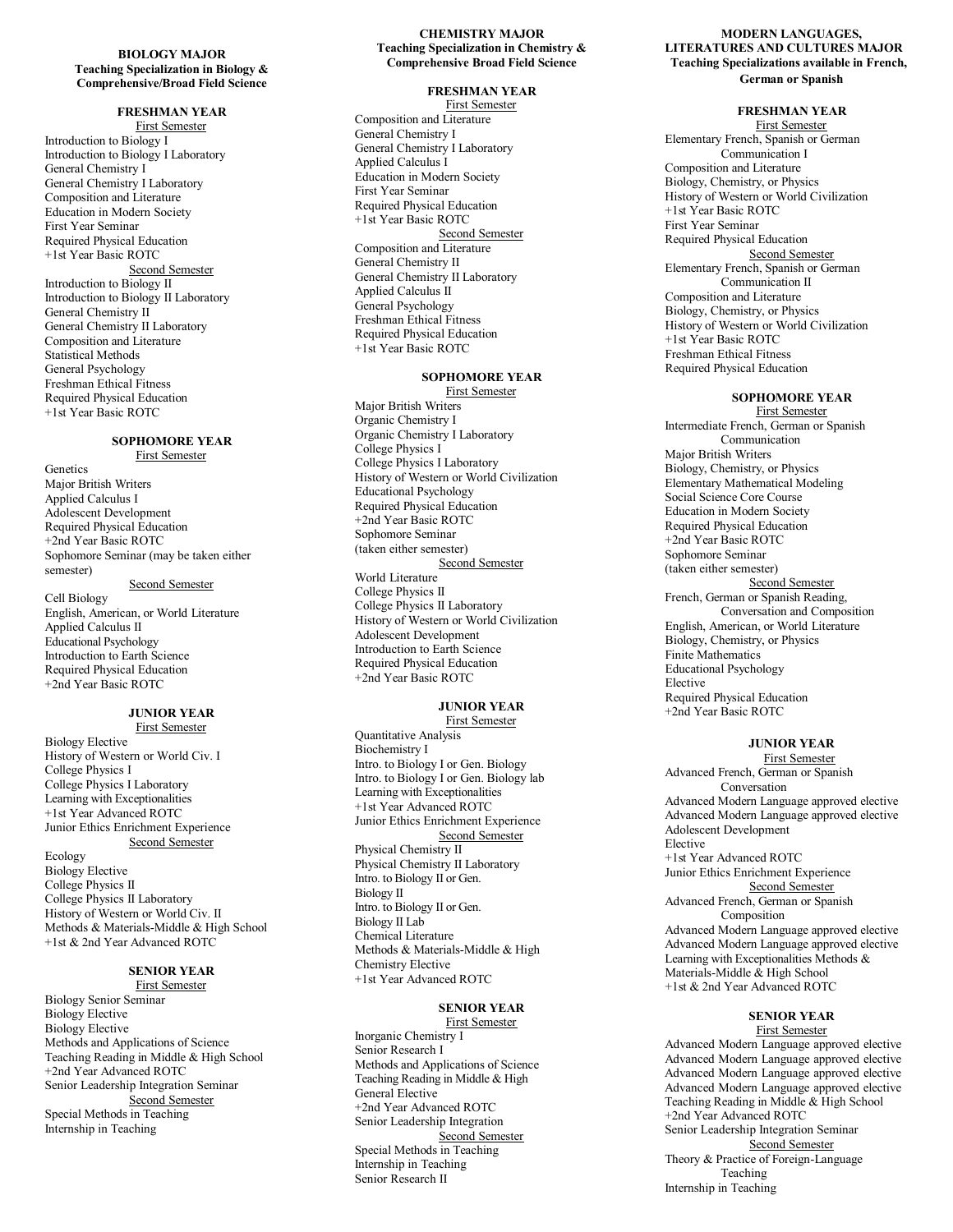## BIOLOGY MAJOR
### Teaching Specialization in Biology & Comprehensive/Broad Field Science

#### FRESHMAN YEAR

First Semester

Introduction to Biology I
Introduction to Biology I Laboratory
General Chemistry I
General Chemistry I Laboratory
Composition and Literature
Education in Modern Society
First Year Seminar
Required Physical Education
+1st Year Basic ROTC

Second Semester

Introduction to Biology II
Introduction to Biology II Laboratory
General Chemistry II
General Chemistry II Laboratory
Composition and Literature
Statistical Methods
General Psychology
Freshman Ethical Fitness
Required Physical Education
+1st Year Basic ROTC

#### SOPHOMORE YEAR

First Semester

Genetics
Major British Writers
Applied Calculus I
Adolescent Development
Required Physical Education
+2nd Year Basic ROTC
Sophomore Seminar (may be taken either semester)

Second Semester

Cell Biology
English, American, or World Literature
Applied Calculus II
Educational Psychology
Introduction to Earth Science
Required Physical Education
+2nd Year Basic ROTC

#### JUNIOR YEAR

First Semester

Biology Elective
History of Western or World Civ. I
College Physics I
College Physics I Laboratory
Learning with Exceptionalities
+1st Year Advanced ROTC
Junior Ethics Enrichment Experience

Second Semester

Ecology
Biology Elective
College Physics II
College Physics II Laboratory
History of Western or World Civ. II
Methods & Materials-Middle & High School
+1st & 2nd Year Advanced ROTC

#### SENIOR YEAR

First Semester

Biology Senior Seminar
Biology Elective
Biology Elective
Methods and Applications of Science
Teaching Reading in Middle & High School
+2nd Year Advanced ROTC
Senior Leadership Integration Seminar

Second Semester

Special Methods in Teaching
Internship in Teaching

## CHEMISTRY MAJOR
### Teaching Specialization in Chemistry & Comprehensive Broad Field Science

#### FRESHMAN YEAR

First Semester

Composition and Literature
General Chemistry I
General Chemistry I Laboratory
Applied Calculus I
Education in Modern Society
First Year Seminar
Required Physical Education
+1st Year Basic ROTC

Second Semester

Composition and Literature
General Chemistry II
General Chemistry II Laboratory
Applied Calculus II
General Psychology
Freshman Ethical Fitness
Required Physical Education
+1st Year Basic ROTC

#### SOPHOMORE YEAR

First Semester

Major British Writers
Organic Chemistry I
Organic Chemistry I Laboratory
College Physics I
College Physics I Laboratory
History of Western or World Civilization
Educational Psychology
Required Physical Education
+2nd Year Basic ROTC
Sophomore Seminar
(taken either semester)

Second Semester

World Literature
College Physics II
College Physics II Laboratory
History of Western or World Civilization
Adolescent Development
Introduction to Earth Science
Required Physical Education
+2nd Year Basic ROTC

#### JUNIOR YEAR

First Semester

Quantitative Analysis
Biochemistry I
Intro. to Biology I or Gen. Biology
Intro. to Biology I or Gen. Biology lab
Learning with Exceptionalities
+1st Year Advanced ROTC
Junior Ethics Enrichment Experience

Second Semester

Physical Chemistry II
Physical Chemistry II Laboratory
Intro. to Biology II or Gen. Biology II
Intro. to Biology II or Gen. Biology II Lab
Chemical Literature
Methods & Materials-Middle & High
Chemistry Elective
+1st Year Advanced ROTC

#### SENIOR YEAR

First Semester

Inorganic Chemistry I
Senior Research I
Methods and Applications of Science
Teaching Reading in Middle & High
General Elective
+2nd Year Advanced ROTC
Senior Leadership Integration

Second Semester

Special Methods in Teaching
Internship in Teaching
Senior Research II

## MODERN LANGUAGES, LITERATURES AND CULTURES MAJOR
### Teaching Specializations available in French, German or Spanish

#### FRESHMAN YEAR

First Semester

Elementary French, Spanish or German Communication I
Composition and Literature
Biology, Chemistry, or Physics
History of Western or World Civilization
+1st Year Basic ROTC
First Year Seminar
Required Physical Education

Second Semester

Elementary French, Spanish or German Communication II
Composition and Literature
Biology, Chemistry, or Physics
History of Western or World Civilization
+1st Year Basic ROTC
Freshman Ethical Fitness
Required Physical Education

#### SOPHOMORE YEAR

First Semester

Intermediate French, German or Spanish Communication
Major British Writers
Biology, Chemistry, or Physics
Elementary Mathematical Modeling
Social Science Core Course
Education in Modern Society
Required Physical Education
+2nd Year Basic ROTC
Sophomore Seminar
(taken either semester)

Second Semester

French, German or Spanish Reading, Conversation and Composition
English, American, or World Literature
Biology, Chemistry, or Physics
Finite Mathematics
Educational Psychology
Elective
Required Physical Education
+2nd Year Basic ROTC

#### JUNIOR YEAR

First Semester

Advanced French, German or Spanish Conversation
Advanced Modern Language approved elective
Advanced Modern Language approved elective
Adolescent Development
Elective
+1st Year Advanced ROTC
Junior Ethics Enrichment Experience

Second Semester

Advanced French, German or Spanish Composition
Advanced Modern Language approved elective
Advanced Modern Language approved elective
Learning with Exceptionalities Methods & Materials-Middle & High School
+1st & 2nd Year Advanced ROTC

#### SENIOR YEAR

First Semester

Advanced Modern Language approved elective
Advanced Modern Language approved elective
Advanced Modern Language approved elective
Advanced Modern Language approved elective
Teaching Reading in Middle & High School
+2nd Year Advanced ROTC
Senior Leadership Integration Seminar

Second Semester

Theory & Practice of Foreign-Language Teaching
Internship in Teaching